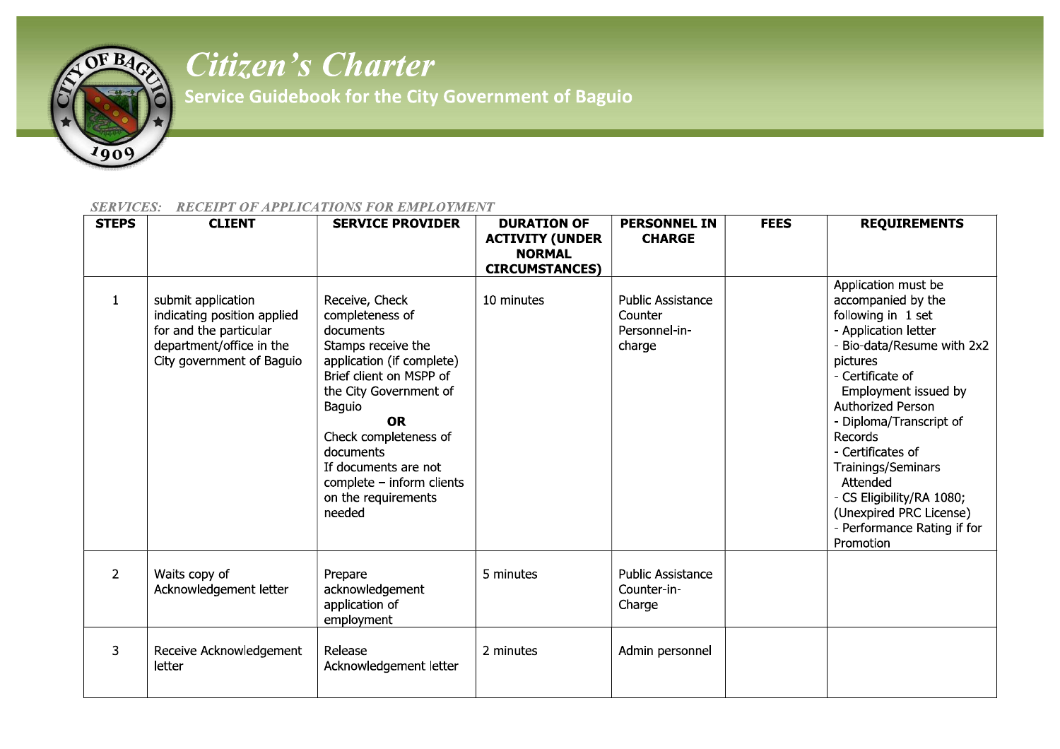# *Citizen's Charter*

**Service Guidebook for the City Government of Baguio**

*SERVICES: RECEIPT OF APPLICATIONS FOR EMPLOYMENT*

| STEPS | CLIENT | SERVICE PROVIDER | DURATION OF ACTIVITY (UNDER NORMAL CIRCUMSTANCES) | PERSONNEL IN CHARGE | FEES | REQUIREMENTS |
|---|---|---|---|---|---|---|
| 1 | submit application indicating position applied for and the particular department/office in the City government of Baguio | Receive, Check completeness of documents<br>Stamps receive the application (if complete)<br>Brief client on MSPP of the City Government of Baguio<br>**OR**<br>Check completeness of documents<br>If documents are not complete – inform clients on the requirements needed | 10 minutes | Public Assistance Counter Personnel-in-charge | | Application must be accompanied by the following in 1 set<br>- Application letter<br>- Bio-data/Resume with 2x2 pictures<br>- Certificate of Employment issued by Authorized Person<br>- Diploma/Transcript of Records<br>- Certificates of Trainings/Seminars Attended<br>- CS Eligibility/RA 1080; (Unexpired PRC License)<br>- Performance Rating if for Promotion |
| 2 | Waits copy of Acknowledgement letter | Prepare acknowledgement application of employment | 5 minutes | Public Assistance Counter-in-Charge | | |
| 3 | Receive Acknowledgement letter | Release Acknowledgement letter | 2 minutes | Admin personnel | | |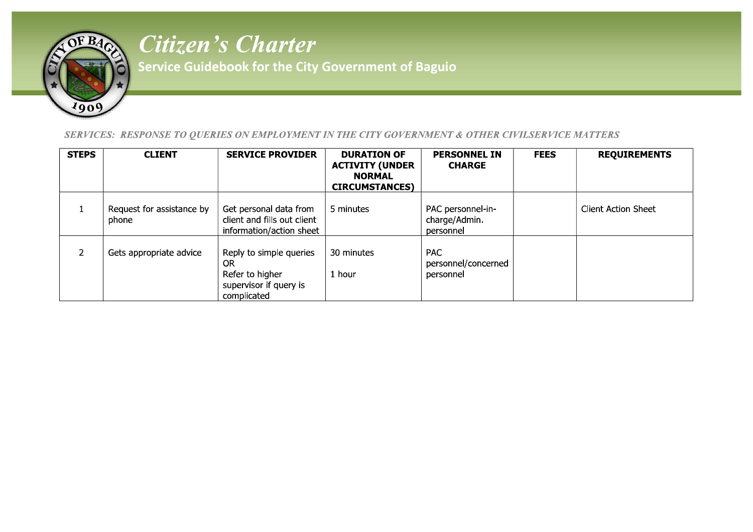# Citizen's Charter

**Service Guidebook for the City Government of Baguio**

*SERVICES: RESPONSE TO QUERIES ON EMPLOYMENT IN THE CITY GOVERNMENT & OTHER CIVILSERVICE MATTERS*

| STEPS | CLIENT | SERVICE PROVIDER | DURATION OF ACTIVITY (UNDER NORMAL CIRCUMSTANCES) | PERSONNEL IN CHARGE | FEES | REQUIREMENTS |
|---|---|---|---|---|---|---|
| 1 | Request for assistance by phone | Get personal data from client and fills out client information/action sheet | 5 minutes | PAC personnel-in-charge/Admin. personnel | | Client Action Sheet |
| 2 | Gets appropriate advice | Reply to simple queries<br>OR<br>Refer to higher supervisor if query is complicated | 30 minutes<br><br>1 hour | PAC personnel/concerned personnel | | |